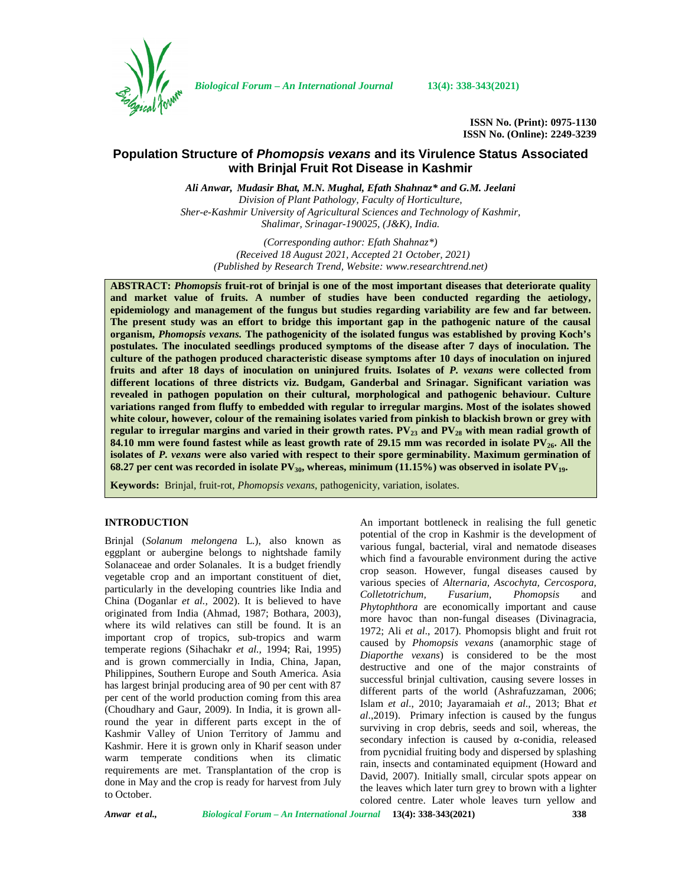**ISSN No. (Print): 0975-1130**
**ISSN No. (Online): 2249-3239**

# Population Structure of *Phomopsis vexans* and its Virulence Status Associated with Brinjal Fruit Rot Disease in Kashmir

***Ali Anwar, Mudasir Bhat, M.N. Mughal, Efath Shahnaz\* and G.M. Jeelani***

*Division of Plant Pathology, Faculty of Horticulture,*
*Sher-e-Kashmir University of Agricultural Sciences and Technology of Kashmir,*
*Shalimar, Srinagar-190025, (J&K), India.*

*(Corresponding author: Efath Shahnaz\*)*
*(Received 18 August 2021, Accepted 21 October, 2021)*
*(Published by Research Trend, Website: www.researchtrend.net)*

**ABSTRACT:** ***Phomopsis*** **fruit-rot of brinjal is one of the most important diseases that deteriorate quality and market value of fruits. A number of studies have been conducted regarding the aetiology, epidemiology and management of the fungus but studies regarding variability are few and far between. The present study was an effort to bridge this important gap in the pathogenic nature of the causal organism, *Phomopsis vexans.* The pathogenicity of the isolated fungus was established by proving Koch's postulates. The inoculated seedlings produced symptoms of the disease after 7 days of inoculation. The culture of the pathogen produced characteristic disease symptoms after 10 days of inoculation on injured fruits and after 18 days of inoculation on uninjured fruits. Isolates of *P. vexans* were collected from different locations of three districts viz. Budgam, Ganderbal and Srinagar. Significant variation was revealed in pathogen population on their cultural, morphological and pathogenic behaviour. Culture variations ranged from fluffy to embedded with regular to irregular margins. Most of the isolates showed white colour, however, colour of the remaining isolates varied from pinkish to blackish brown or grey with regular to irregular margins and varied in their growth rates. $PV_{23}$ and $PV_{28}$ with mean radial growth of 84.10 mm were found fastest while as least growth rate of 29.15 mm was recorded in isolate $PV_{26}$. All the isolates of *P. vexans* were also varied with respect to their spore germinability. Maximum germination of 68.27 per cent was recorded in isolate $PV_{30}$, whereas, minimum (11.15%) was observed in isolate $PV_{19}$.**

**Keywords:** Brinjal, fruit-rot, *Phomopsis vexans*, pathogenicity, variation, isolates.

## INTRODUCTION

Brinjal (*Solanum melongena* L.), also known as eggplant or aubergine belongs to nightshade family Solanaceae and order Solanales. It is a budget friendly vegetable crop and an important constituent of diet, particularly in the developing countries like India and China (Doganlar *et al.,* 2002). It is believed to have originated from India (Ahmad, 1987; Bothara, 2003), where its wild relatives can still be found. It is an important crop of tropics, sub-tropics and warm temperate regions (Sihachakr *et al.,* 1994; Rai, 1995) and is grown commercially in India, China, Japan, Philippines, Southern Europe and South America. Asia has largest brinjal producing area of 90 per cent with 87 per cent of the world production coming from this area (Choudhary and Gaur, 2009). In India, it is grown all-round the year in different parts except in the of Kashmir Valley of Union Territory of Jammu and Kashmir. Here it is grown only in Kharif season under warm temperate conditions when its climatic requirements are met. Transplantation of the crop is done in May and the crop is ready for harvest from July to October.

An important bottleneck in realising the full genetic potential of the crop in Kashmir is the development of various fungal, bacterial, viral and nematode diseases which find a favourable environment during the active crop season. However, fungal diseases caused by various species of *Alternaria, Ascochyta, Cercospora, Colletotrichum, Fusarium, Phomopsis* and *Phytophthora* are economically important and cause more havoc than non-fungal diseases (Divinagracia, 1972; Ali *et al*., 2017). Phomopsis blight and fruit rot caused by *Phomopsis vexans* (anamorphic stage of *Diaporthe vexans*) is considered to be the most destructive and one of the major constraints of successful brinjal cultivation, causing severe losses in different parts of the world (Ashrafuzzaman, 2006; Islam *et al*., 2010; Jayaramaiah *et al*., 2013; Bhat *et al*.,2019). Primary infection is caused by the fungus surviving in crop debris, seeds and soil, whereas, the secondary infection is caused by α-conidia, released from pycnidial fruiting body and dispersed by splashing rain, insects and contaminated equipment (Howard and David, 2007). Initially small, circular spots appear on the leaves which later turn grey to brown with a lighter colored centre. Later whole leaves turn yellow and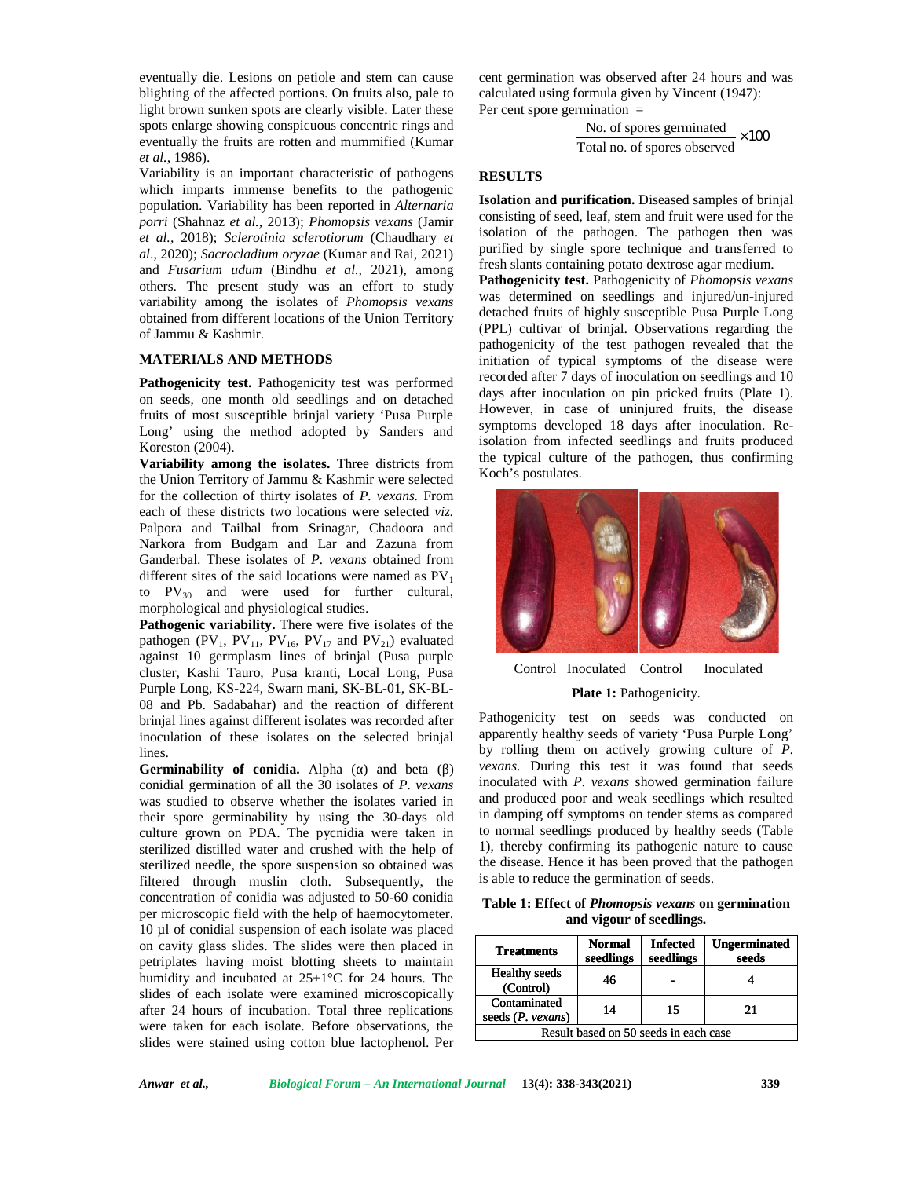eventually die. Lesions on petiole and stem can cause blighting of the affected portions. On fruits also, pale to light brown sunken spots are clearly visible. Later these spots enlarge showing conspicuous concentric rings and eventually the fruits are rotten and mummified (Kumar *et al.,* 1986).

Variability is an important characteristic of pathogens which imparts immense benefits to the pathogenic population. Variability has been reported in *Alternaria porri* (Shahnaz *et al.,* 2013); *Phomopsis vexans* (Jamir *et al.,* 2018); *Sclerotinia sclerotiorum* (Chaudhary *et al*., 2020); *Sacrocladium oryzae* (Kumar and Rai, 2021) and *Fusarium udum* (Bindhu *et al.,* 2021), among others. The present study was an effort to study variability among the isolates of *Phomopsis vexans* obtained from different locations of the Union Territory of Jammu & Kashmir.

## MATERIALS AND METHODS

**Pathogenicity test.** Pathogenicity test was performed on seeds, one month old seedlings and on detached fruits of most susceptible brinjal variety 'Pusa Purple Long' using the method adopted by Sanders and Koreston (2004).

**Variability among the isolates.** Three districts from the Union Territory of Jammu & Kashmir were selected for the collection of thirty isolates of *P. vexans.* From each of these districts two locations were selected *viz.* Palpora and Tailbal from Srinagar, Chadoora and Narkora from Budgam and Lar and Zazuna from Ganderbal. These isolates of *P. vexans* obtained from different sites of the said locations were named as $PV_1$ to $PV_{30}$ and were used for further cultural, morphological and physiological studies.

**Pathogenic variability.** There were five isolates of the pathogen ($PV_1$, $PV_{11}$, $PV_{16}$, $PV_{17}$ and $PV_{21}$) evaluated against 10 germplasm lines of brinjal (Pusa purple cluster, Kashi Tauro, Pusa kranti, Local Long, Pusa Purple Long, KS-224, Swarn mani, SK-BL-01, SK-BL-08 and Pb. Sadabahar) and the reaction of different brinjal lines against different isolates was recorded after inoculation of these isolates on the selected brinjal lines.

**Germinability of conidia.** Alpha (α) and beta (β) conidial germination of all the 30 isolates of *P. vexans* was studied to observe whether the isolates varied in their spore germinability by using the 30-days old culture grown on PDA. The pycnidia were taken in sterilized distilled water and crushed with the help of sterilized needle, the spore suspension so obtained was filtered through muslin cloth. Subsequently, the concentration of conidia was adjusted to 50-60 conidia per microscopic field with the help of haemocytometer. 10 µl of conidial suspension of each isolate was placed on cavity glass slides. The slides were then placed in petriplates having moist blotting sheets to maintain humidity and incubated at 25±1°C for 24 hours. The slides of each isolate were examined microscopically after 24 hours of incubation. Total three replications were taken for each isolate. Before observations, the slides were stained using cotton blue lactophenol. Per cent germination was observed after 24 hours and was calculated using formula given by Vincent (1947):

Per cent spore germination =

$$\frac{\text{No. of spores germinated}}{\text{Total no. of spores observed}} \times 100$$

## RESULTS

**Isolation and purification.** Diseased samples of brinjal consisting of seed, leaf, stem and fruit were used for the isolation of the pathogen. The pathogen then was purified by single spore technique and transferred to fresh slants containing potato dextrose agar medium.

**Pathogenicity test.** Pathogenicity of *Phomopsis vexans* was determined on seedlings and injured/un-injured detached fruits of highly susceptible Pusa Purple Long (PPL) cultivar of brinjal. Observations regarding the pathogenicity of the test pathogen revealed that the initiation of typical symptoms of the disease were recorded after 7 days of inoculation on seedlings and 10 days after inoculation on pin pricked fruits (Plate 1). However, in case of uninjured fruits, the disease symptoms developed 18 days after inoculation. Re-isolation from infected seedlings and fruits produced the typical culture of the pathogen, thus confirming Koch's postulates.

Control Inoculated Control Inoculated

**Plate 1:** Pathogenicity.

Pathogenicity test on seeds was conducted on apparently healthy seeds of variety 'Pusa Purple Long' by rolling them on actively growing culture of *P. vexans*. During this test it was found that seeds inoculated with *P. vexans* showed germination failure and produced poor and weak seedlings which resulted in damping off symptoms on tender stems as compared to normal seedlings produced by healthy seeds (Table 1), thereby confirming its pathogenic nature to cause the disease. Hence it has been proved that the pathogen is able to reduce the germination of seeds.

**Table 1: Effect of *Phomopsis vexans* on germination and vigour of seedlings.**

| Treatments | Normal seedlings | Infected seedlings | Ungerminated seeds |
|---|---|---|---|
| Healthy seeds (Control) | 46 | - | 4 |
| Contaminated seeds (*P. vexans*) | 14 | 15 | 21 |
| Result based on 50 seeds in each case | | | |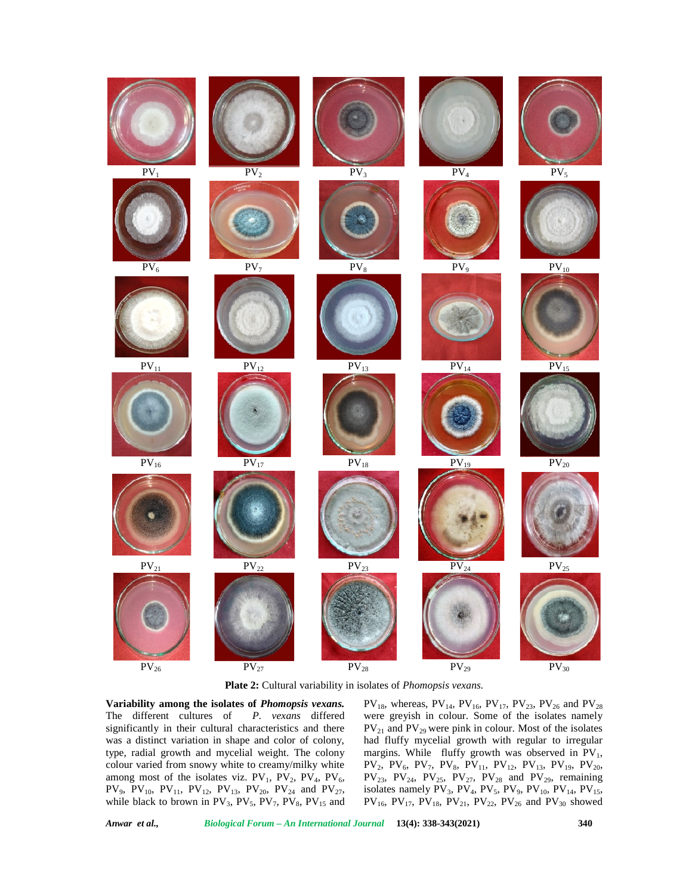PV$_1$ PV$_2$ PV$_3$ PV$_4$ PV$_5$

PV$_6$ PV$_7$ PV$_8$ PV$_9$ PV$_{10}$

PV$_{11}$ PV$_{12}$ PV$_{13}$ PV$_{14}$ PV$_{15}$

PV$_{16}$ PV$_{17}$ PV$_{18}$ PV$_{19}$ PV$_{20}$

PV$_{21}$ PV$_{22}$ PV$_{23}$ PV$_{24}$ PV$_{25}$

PV$_{26}$ PV$_{27}$ PV$_{28}$ PV$_{29}$ PV$_{30}$

**Plate 2:** Cultural variability in isolates of *Phomopsis vexans.*

**Variability among the isolates of *Phomopsis vexans.*** The different cultures of *P. vexans* differed significantly in their cultural characteristics and there was a distinct variation in shape and color of colony, type, radial growth and mycelial weight. The colony colour varied from snowy white to creamy/milky white among most of the isolates viz. PV$_1$, PV$_2$, PV$_4$, PV$_6$, PV$_9$, PV$_{10}$, PV$_{11}$, PV$_{12}$, PV$_{13}$, PV$_{20}$, PV$_{24}$ and PV$_{27}$, while black to brown in PV$_3$, PV$_5$, PV$_7$, PV$_8$, PV$_{15}$ and PV$_{18}$, whereas, PV$_{14}$, PV$_{16}$, PV$_{17}$, PV$_{23}$, PV$_{26}$ and PV$_{28}$ were greyish in colour. Some of the isolates namely PV$_{21}$ and PV$_{29}$ were pink in colour. Most of the isolates had fluffy mycelial growth with regular to irregular margins. While fluffy growth was observed in PV$_1$, PV$_2$, PV$_6$, PV$_7$, PV$_8$, PV$_{11}$, PV$_{12}$, PV$_{13}$, PV$_{19}$, PV$_{20}$, PV$_{23}$, PV$_{24}$, PV$_{25}$, PV$_{27}$, PV$_{28}$ and PV$_{29}$, remaining isolates namely PV$_3$, PV$_4$, PV$_5$, PV$_9$, PV$_{10}$, PV$_{14}$, PV$_{15}$, PV$_{16}$, PV$_{17}$, PV$_{18}$, PV$_{21}$, PV$_{22}$, PV$_{26}$ and PV$_{30}$ showed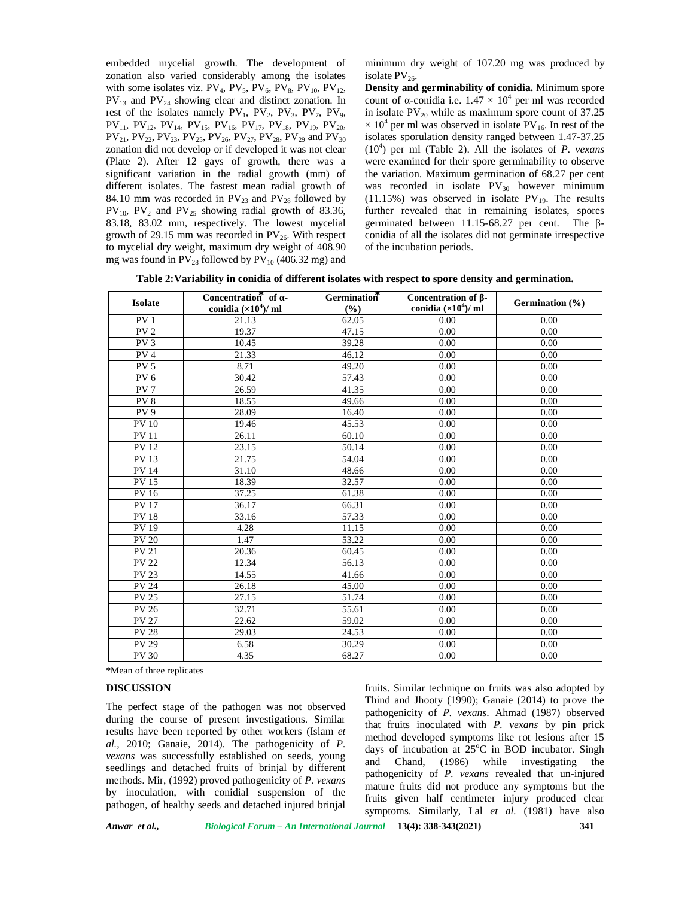embedded mycelial growth. The development of zonation also varied considerably among the isolates with some isolates viz. $PV_4$, $PV_5$, $PV_6$, $PV_8$, $PV_{10}$, $PV_{12}$, $PV_{13}$ and $PV_{24}$ showing clear and distinct zonation. In rest of the isolates namely $PV_1$, $PV_2$, $PV_3$, $PV_7$, $PV_9$, $PV_{11}$, $PV_{12}$, $PV_{14}$, $PV_{15}$, $PV_{16}$, $PV_{17}$, $PV_{18}$, $PV_{19}$, $PV_{20}$, $PV_{21}$, $PV_{22}$, $PV_{23}$, $PV_{25}$, $PV_{26}$, $PV_{27}$, $PV_{28}$, $PV_{29}$ and $PV_{30}$ zonation did not develop or if developed it was not clear (Plate 2). After 12 gays of growth, there was a significant variation in the radial growth (mm) of different isolates. The fastest mean radial growth of 84.10 mm was recorded in $PV_{23}$ and $PV_{28}$ followed by $PV_{10}$, $PV_2$ and $PV_{25}$ showing radial growth of 83.36, 83.18, 83.02 mm, respectively. The lowest mycelial growth of 29.15 mm was recorded in $PV_{26}$. With respect to mycelial dry weight, maximum dry weight of 408.90 mg was found in $PV_{28}$ followed by $PV_{10}$ (406.32 mg) and minimum dry weight of 107.20 mg was produced by isolate $PV_{26}$.

**Density and germinability of conidia.** Minimum spore count of α-conidia i.e. $1.47 \times 10^4$ per ml was recorded in isolate $PV_{20}$ while as maximum spore count of 37.25 $\times 10^4$ per ml was observed in isolate $PV_{16}$. In rest of the isolates sporulation density ranged between 1.47-37.25 $(10^4)$ per ml (Table 2). All the isolates of *P. vexans* were examined for their spore germinability to observe the variation. Maximum germination of 68.27 per cent was recorded in isolate $PV_{30}$ however minimum (11.15%) was observed in isolate $PV_{19}$. The results further revealed that in remaining isolates, spores germinated between 11.15-68.27 per cent. The β-conidia of all the isolates did not germinate irrespective of the incubation periods.

**Table 2: Variability in conidia of different isolates with respect to spore density and germination.**

| Isolate | Concentration* of α-conidia ($\times 10^4$)/ ml | Germination* (%) | Concentration of β-conidia ($\times 10^4$)/ ml | Germination (%) |
|---|---|---|---|---|
| PV 1 | 21.13 | 62.05 | 0.00 | 0.00 |
| PV 2 | 19.37 | 47.15 | 0.00 | 0.00 |
| PV 3 | 10.45 | 39.28 | 0.00 | 0.00 |
| PV 4 | 21.33 | 46.12 | 0.00 | 0.00 |
| PV 5 | 8.71 | 49.20 | 0.00 | 0.00 |
| PV 6 | 30.42 | 57.43 | 0.00 | 0.00 |
| PV 7 | 26.59 | 41.35 | 0.00 | 0.00 |
| PV 8 | 18.55 | 49.66 | 0.00 | 0.00 |
| PV 9 | 28.09 | 16.40 | 0.00 | 0.00 |
| PV 10 | 19.46 | 45.53 | 0.00 | 0.00 |
| PV 11 | 26.11 | 60.10 | 0.00 | 0.00 |
| PV 12 | 23.15 | 50.14 | 0.00 | 0.00 |
| PV 13 | 21.75 | 54.04 | 0.00 | 0.00 |
| PV 14 | 31.10 | 48.66 | 0.00 | 0.00 |
| PV 15 | 18.39 | 32.57 | 0.00 | 0.00 |
| PV 16 | 37.25 | 61.38 | 0.00 | 0.00 |
| PV 17 | 36.17 | 66.31 | 0.00 | 0.00 |
| PV 18 | 33.16 | 57.33 | 0.00 | 0.00 |
| PV 19 | 4.28 | 11.15 | 0.00 | 0.00 |
| PV 20 | 1.47 | 53.22 | 0.00 | 0.00 |
| PV 21 | 20.36 | 60.45 | 0.00 | 0.00 |
| PV 22 | 12.34 | 56.13 | 0.00 | 0.00 |
| PV 23 | 14.55 | 41.66 | 0.00 | 0.00 |
| PV 24 | 26.18 | 45.00 | 0.00 | 0.00 |
| PV 25 | 27.15 | 51.74 | 0.00 | 0.00 |
| PV 26 | 32.71 | 55.61 | 0.00 | 0.00 |
| PV 27 | 22.62 | 59.02 | 0.00 | 0.00 |
| PV 28 | 29.03 | 24.53 | 0.00 | 0.00 |
| PV 29 | 6.58 | 30.29 | 0.00 | 0.00 |
| PV 30 | 4.35 | 68.27 | 0.00 | 0.00 |

*Mean of three replicates

## DISCUSSION

The perfect stage of the pathogen was not observed during the course of present investigations. Similar results have been reported by other workers (Islam *et al.,* 2010; Ganaie, 2014). The pathogenicity of *P. vexans* was successfully established on seeds, young seedlings and detached fruits of brinjal by different methods. Mir, (1992) proved pathogenicity of *P. vexans* by inoculation, with conidial suspension of the pathogen, of healthy seeds and detached injured brinjal fruits. Similar technique on fruits was also adopted by Thind and Jhooty (1990); Ganaie (2014) to prove the pathogenicity of *P. vexans*. Ahmad (1987) observed that fruits inoculated with *P. vexans* by pin prick method developed symptoms like rot lesions after 15 days of incubation at 25°C in BOD incubator. Singh and Chand, (1986) while investigating the pathogenicity of *P. vexans* revealed that un-injured mature fruits did not produce any symptoms but the fruits given half centimeter injury produced clear symptoms. Similarly, Lal *et al.* (1981) have also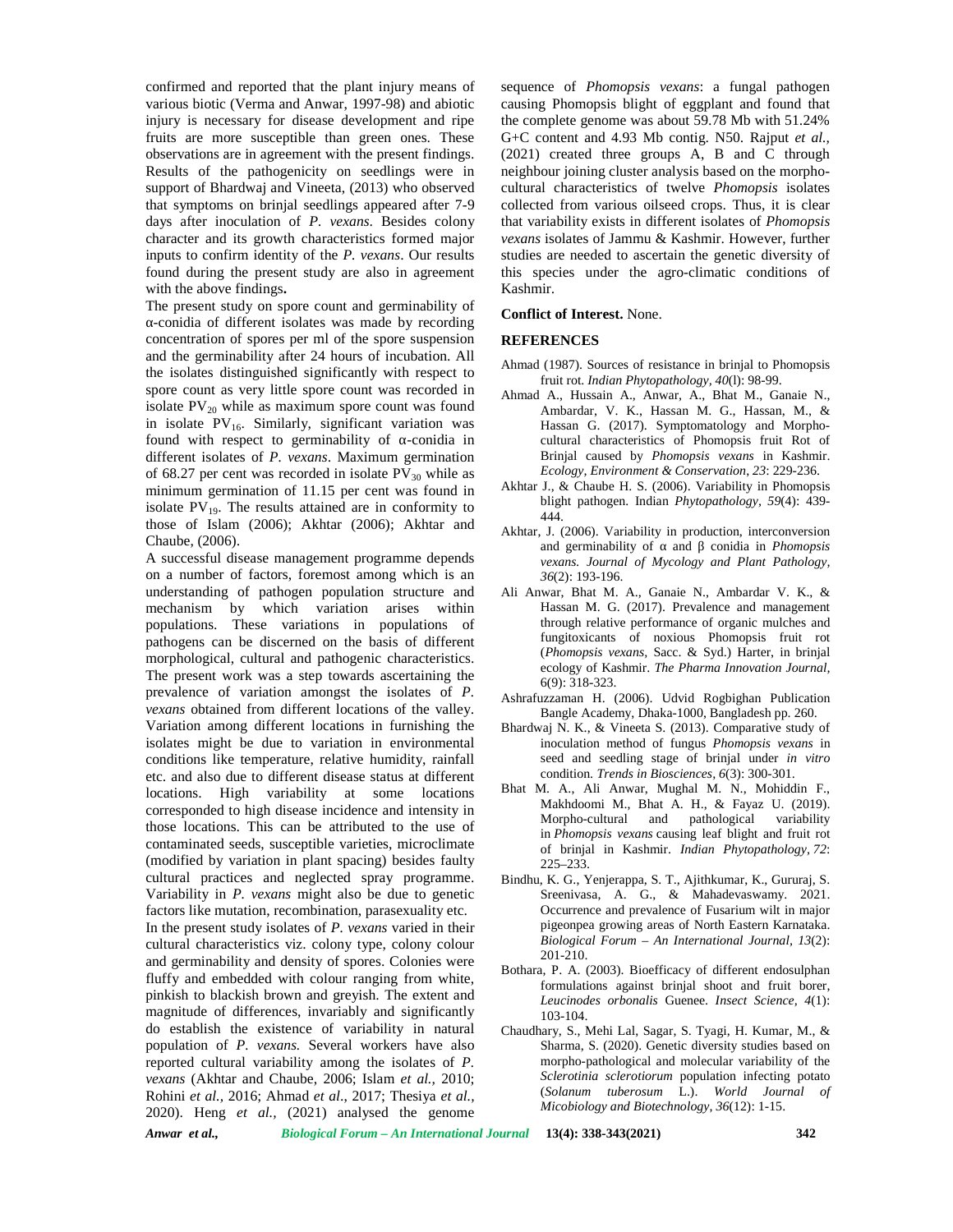confirmed and reported that the plant injury means of various biotic (Verma and Anwar, 1997-98) and abiotic injury is necessary for disease development and ripe fruits are more susceptible than green ones. These observations are in agreement with the present findings. Results of the pathogenicity on seedlings were in support of Bhardwaj and Vineeta, (2013) who observed that symptoms on brinjal seedlings appeared after 7-9 days after inoculation of *P. vexans*. Besides colony character and its growth characteristics formed major inputs to confirm identity of the *P. vexans*. Our results found during the present study are also in agreement with the above findings**.**

The present study on spore count and germinability of α-conidia of different isolates was made by recording concentration of spores per ml of the spore suspension and the germinability after 24 hours of incubation. All the isolates distinguished significantly with respect to spore count as very little spore count was recorded in isolate $PV_{20}$ while as maximum spore count was found in isolate $PV_{16}$. Similarly, significant variation was found with respect to germinability of α-conidia in different isolates of *P. vexans*. Maximum germination of 68.27 per cent was recorded in isolate $PV_{30}$ while as minimum germination of 11.15 per cent was found in isolate $PV_{19}$. The results attained are in conformity to those of Islam (2006); Akhtar (2006); Akhtar and Chaube, (2006).

A successful disease management programme depends on a number of factors, foremost among which is an understanding of pathogen population structure and mechanism by which variation arises within populations. These variations in populations of pathogens can be discerned on the basis of different morphological, cultural and pathogenic characteristics. The present work was a step towards ascertaining the prevalence of variation amongst the isolates of *P. vexans* obtained from different locations of the valley. Variation among different locations in furnishing the isolates might be due to variation in environmental conditions like temperature, relative humidity, rainfall etc. and also due to different disease status at different locations. High variability at some locations corresponded to high disease incidence and intensity in those locations. This can be attributed to the use of contaminated seeds, susceptible varieties, microclimate (modified by variation in plant spacing) besides faulty cultural practices and neglected spray programme. Variability in *P. vexans* might also be due to genetic factors like mutation, recombination, parasexuality etc.

In the present study isolates of *P. vexans* varied in their cultural characteristics viz. colony type, colony colour and germinability and density of spores. Colonies were fluffy and embedded with colour ranging from white, pinkish to blackish brown and greyish. The extent and magnitude of differences, invariably and significantly do establish the existence of variability in natural population of *P. vexans.* Several workers have also reported cultural variability among the isolates of *P. vexans* (Akhtar and Chaube, 2006; Islam *et al.,* 2010; Rohini *et al.,* 2016; Ahmad *et al*., 2017; Thesiya *et al.,* 2020). Heng *et al.,* (2021) analysed the genome sequence of *Phomopsis vexans*: a fungal pathogen causing Phomopsis blight of eggplant and found that the complete genome was about 59.78 Mb with 51.24% G+C content and 4.93 Mb contig. N50. Rajput *et al.,* (2021) created three groups A, B and C through neighbour joining cluster analysis based on the morpho-cultural characteristics of twelve *Phomopsis* isolates collected from various oilseed crops. Thus, it is clear that variability exists in different isolates of *Phomopsis vexans* isolates of Jammu & Kashmir. However, further studies are needed to ascertain the genetic diversity of this species under the agro-climatic conditions of Kashmir.

**Conflict of Interest.** None.

## REFERENCES

Ahmad (1987). Sources of resistance in brinjal to Phomopsis fruit rot. *Indian Phytopathology, 40*(l): 98-99.

Ahmad A., Hussain A., Anwar, A., Bhat M., Ganaie N., Ambardar, V. K., Hassan M. G., Hassan, M., & Hassan G. (2017). Symptomatology and Morpho-cultural characteristics of Phomopsis fruit Rot of Brinjal caused by *Phomopsis vexans* in Kashmir. *Ecology, Environment & Conservation, 23*: 229-236.

Akhtar J., & Chaube H. S. (2006). Variability in Phomopsis blight pathogen. Indian *Phytopathology, 59*(4): 439-444.

Akhtar, J. (2006). Variability in production, interconversion and germinability of α and β conidia in *Phomopsis vexans. Journal of Mycology and Plant Pathology, 36*(2): 193-196.

Ali Anwar, Bhat M. A., Ganaie N., Ambardar V. K., & Hassan M. G. (2017). Prevalence and management through relative performance of organic mulches and fungitoxicants of noxious Phomopsis fruit rot (*Phomopsis vexans*, Sacc. & Syd.) Harter, in brinjal ecology of Kashmir. *The Pharma Innovation Journal,* 6(9): 318-323.

Ashrafuzzaman H. (2006). Udvid Rogbighan Publication Bangle Academy, Dhaka-1000, Bangladesh pp. 260.

Bhardwaj N. K., & Vineeta S. (2013). Comparative study of inoculation method of fungus *Phomopsis vexans* in seed and seedling stage of brinjal under *in vitro* condition. *Trends in Biosciences, 6*(3): 300-301.

Bhat M. A., Ali Anwar, Mughal M. N., Mohiddin F., Makhdoomi M., Bhat A. H., & Fayaz U. (2019). Morpho-cultural and pathological variability in *Phomopsis vexans* causing leaf blight and fruit rot of brinjal in Kashmir. *Indian Phytopathology, 72*: 225–233.

Bindhu, K. G., Yenjerappa, S. T., Ajithkumar, K., Gururaj, S. Sreenivasa, A. G., & Mahadevaswamy. 2021. Occurrence and prevalence of Fusarium wilt in major pigeonpea growing areas of North Eastern Karnataka. *Biological Forum – An International Journal, 13*(2): 201-210.

Bothara, P. A. (2003). Bioefficacy of different endosulphan formulations against brinjal shoot and fruit borer, *Leucinodes orbonalis* Guenee. *Insect Science, 4*(1): 103-104.

Chaudhary, S., Mehi Lal, Sagar, S. Tyagi, H. Kumar, M., & Sharma, S. (2020). Genetic diversity studies based on morpho-pathological and molecular variability of the *Sclerotinia sclerotiorum* population infecting potato (*Solanum tuberosum* L.). *World Journal of Micobiology and Biotechnology, 36*(12): 1-15.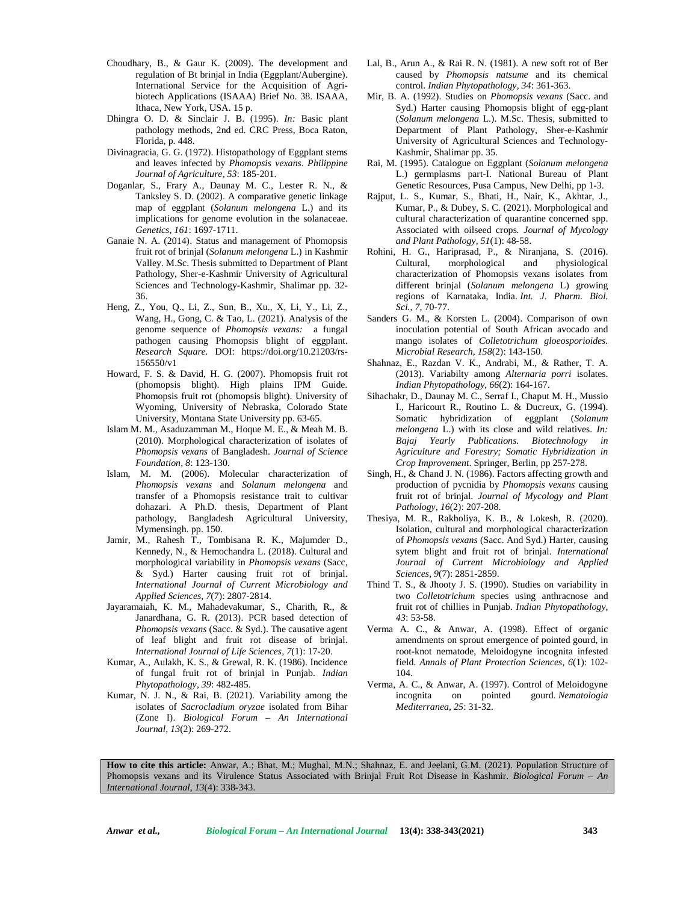Choudhary, B., & Gaur K. (2009). The development and regulation of Bt brinjal in India (Eggplant/Aubergine). International Service for the Acquisition of Agri-biotech Applications (ISAAA) Brief No. 38. ISAAA, Ithaca, New York, USA. 15 p.

Dhingra O. D. & Sinclair J. B. (1995). *In:* Basic plant pathology methods, 2nd ed. CRC Press, Boca Raton, Florida, p. 448.

Divinagracia, G. G. (1972). Histopathology of Eggplant stems and leaves infected by *Phomopsis vexans*. *Philippine Journal of Agriculture*, *53*: 185-201.

Doganlar, S., Frary A., Daunay M. C., Lester R. N., & Tanksley S. D. (2002). A comparative genetic linkage map of eggplant (*Solanum melongena* L.) and its implications for genome evolution in the solanaceae. *Genetics*, *161*: 1697-1711.

Ganaie N. A. (2014). Status and management of Phomopsis fruit rot of brinjal (*Solanum melongena* L.) in Kashmir Valley. M.Sc. Thesis submitted to Department of Plant Pathology, Sher-e-Kashmir University of Agricultural Sciences and Technology-Kashmir, Shalimar pp. 32-36.

Heng, Z., You, Q., Li, Z., Sun, B., Xu., X, Li, Y., Li, Z., Wang, H., Gong, C. & Tao, L. (2021). Analysis of the genome sequence of *Phomopsis vexans:* a fungal pathogen causing Phomopsis blight of eggplant. *Research Square.* DOI: https://doi.org/10.21203/rs-156550/v1

Howard, F. S. & David, H. G. (2007). Phomopsis fruit rot (phomopsis blight). High plains IPM Guide. Phomopsis fruit rot (phomopsis blight). University of Wyoming, University of Nebraska, Colorado State University, Montana State University pp. 63-65.

Islam M. M., Asaduzzaman M., Hoque M. E., & Meah M. B. (2010). Morphological characterization of isolates of *Phomopsis vexans* of Bangladesh. *Journal of Science Foundation*, *8*: 123-130.

Islam, M. M. (2006). Molecular characterization of *Phomopsis vexans* and *Solanum melongena* and transfer of a Phomopsis resistance trait to cultivar dohazari. A Ph.D. thesis, Department of Plant pathology, Bangladesh Agricultural University, Mymensingh. pp. 150.

Jamir, M., Rahesh T., Tombisana R. K., Majumder D., Kennedy, N., & Hemochandra L. (2018). Cultural and morphological variability in *Phomopsis vexans* (Sacc, & Syd.) Harter causing fruit rot of brinjal. *International Journal of Current Microbiology and Applied Sciences*, *7*(7): 2807-2814.

Jayaramaiah, K. M., Mahadevakumar, S., Charith, R., & Janardhana, G. R. (2013). PCR based detection of *Phomopsis vexans* (Sacc. & Syd.). The causative agent of leaf blight and fruit rot disease of brinjal. *International Journal of Life Sciences*, *7*(1): 17-20.

Kumar, A., Aulakh, K. S., & Grewal, R. K. (1986). Incidence of fungal fruit rot of brinjal in Punjab. *Indian Phytopathology*, *39*: 482-485.

Kumar, N. J. N., & Rai, B. (2021). Variability among the isolates of *Sacrocladium oryzae* isolated from Bihar (Zone I). *Biological Forum – An International Journal*, *13*(2): 269-272.

Lal, B., Arun A., & Rai R. N. (1981). A new soft rot of Ber caused by *Phomopsis natsume* and its chemical control. *Indian Phytopathology, 34*: 361-363.

Mir, B. A. (1992). Studies on *Phomopsis vexans* (Sacc. and Syd.) Harter causing Phomopsis blight of egg-plant (*Solanum melongena* L.). M.Sc. Thesis, submitted to Department of Plant Pathology, Sher-e-Kashmir University of Agricultural Sciences and Technology-Kashmir, Shalimar pp. 35.

Rai, M. (1995). Catalogue on Eggplant (*Solanum melongena* L.) germplasms part-I. National Bureau of Plant Genetic Resources, Pusa Campus, New Delhi, pp 1-3.

Rajput, L. S., Kumar, S., Bhati, H., Nair, K., Akhtar, J., Kumar, P., & Dubey, S. C. (2021). Morphological and cultural characterization of quarantine concerned spp. Associated with oilseed crops*. Journal of Mycology and Plant Pathology*, *51*(1): 48-58.

Rohini, H. G., Hariprasad, P., & Niranjana, S. (2016). Cultural, morphological and physiological characterization of Phomopsis vexans isolates from different brinjal (*Solanum melongena* L) growing regions of Karnataka, India. *Int. J. Pharm. Biol. Sci.*, *7*, 70-77.

Sanders G. M., & Korsten L. (2004). Comparison of own inoculation potential of South African avocado and mango isolates of *Colletotrichum gloeosporioides. Microbial Research*, *158*(2): 143-150.

Shahnaz, E., Razdan V. K., Andrabi, M., & Rather, T. A. (2013). Variabilty among *Alternaria porri* isolates. *Indian Phytopathology*, *66*(2): 164-167.

Sihachakr, D., Daunay M. C., Serraf I., Chaput M. H., Mussio I., Haricourt R., Routino L. & Ducreux, G. (1994). Somatic hybridization of eggplant (*Solanum melongena* L.) with its close and wild relatives. *In: Bajaj Yearly Publications. Biotechnology in Agriculture and Forestry; Somatic Hybridization in Crop Improvement*. Springer, Berlin, pp 257-278.

Singh, H., & Chand J. N. (1986). Factors affecting growth and production of pycnidia by *Phomopsis vexans* causing fruit rot of brinjal. *Journal of Mycology and Plant Pathology*, *16*(2): 207-208.

Thesiya, M. R., Rakholiya, K. B., & Lokesh, R. (2020). Isolation, cultural and morphological characterization of *Phomopsis vexans* (Sacc. And Syd.) Harter, causing sytem blight and fruit rot of brinjal. *International Journal of Current Microbiology and Applied Sciences*, *9*(7): 2851-2859.

Thind T. S., & Jhooty J. S. (1990). Studies on variability in two *Colletotrichum* species using anthracnose and fruit rot of chillies in Punjab. *Indian Phytopathology, 43*: 53-58.

Verma A. C., & Anwar, A. (1998). Effect of organic amendments on sprout emergence of pointed gourd, in root-knot nematode, Meloidogyne incognita infested field. *Annals of Plant Protection Sciences*, *6*(1): 102-104.

Verma, A. C., & Anwar, A. (1997). Control of Meloidogyne incognita on pointed gourd. *Nematologia Mediterranea*, *25*: 31-32.

**How to cite this article:** Anwar, A.; Bhat, M.; Mughal, M.N.; Shahnaz, E. and Jeelani, G.M. (2021). Population Structure of Phomopsis vexans and its Virulence Status Associated with Brinjal Fruit Rot Disease in Kashmir. *Biological Forum – An International Journal*, *13*(4): 338-343.